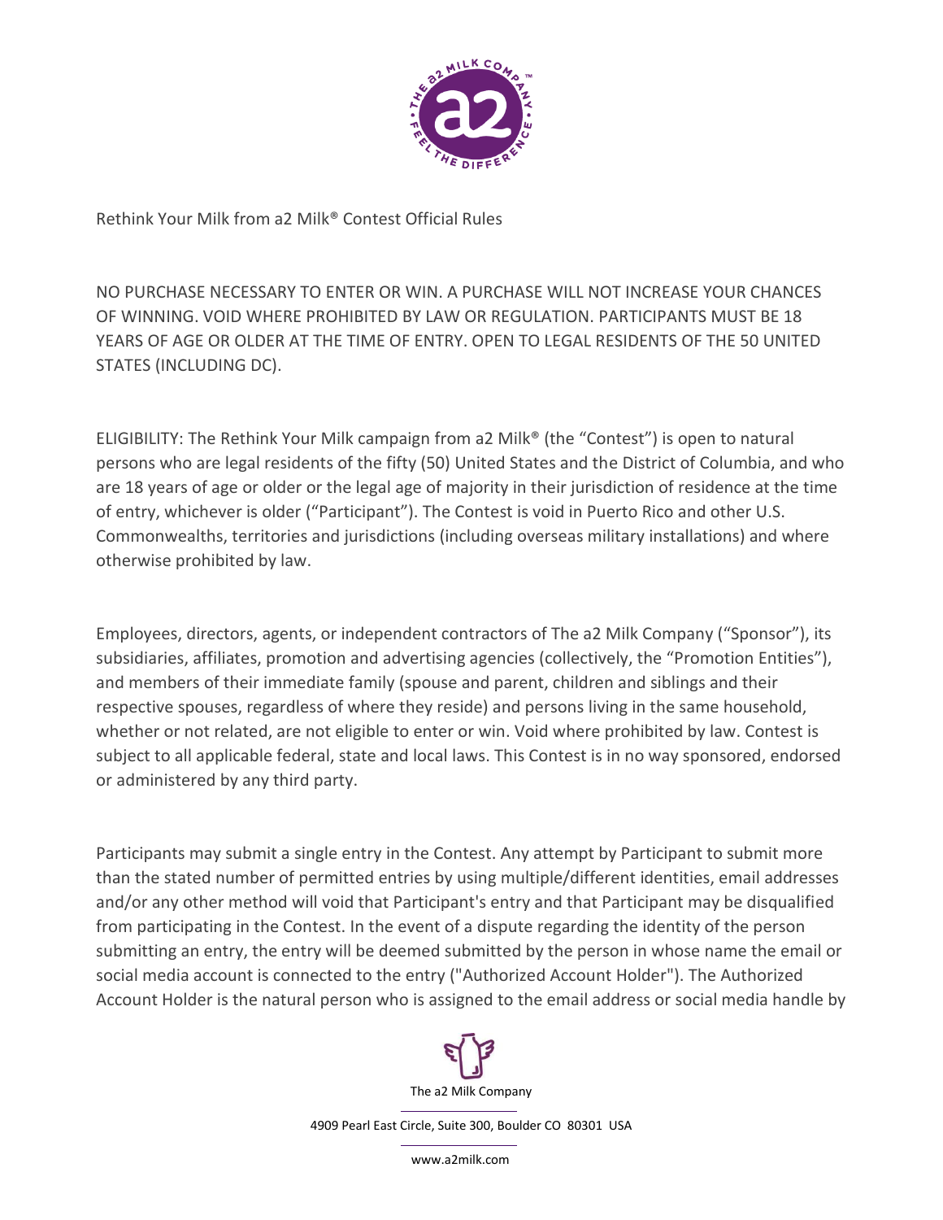# Rethink Your Milk from a2 Milk® Contest Official Rules

NO PURCHASE NECESSARY TO ENTER OR WIN. A PURCHASE WILL NOT INCREASE YOUR CHANCES OF WINNING. VOID WHERE PROHIBITED BY LAW OR REGULATION. PARTICIPANTS MUST BE 18 YEARS OF AGE OR OLDER AT THE TIME OF ENTRY. OPEN TO LEGAL RESIDENTS OF THE 50 UNITED STATES (INCLUDING DC).

ELIGIBILITY: The Rethink Your Milk campaign from a2 Milk® (the "Contest") is open to natural persons who are legal residents of the fifty (50) United States and the District of Columbia, and who are 18 years of age or older or the legal age of majority in their jurisdiction of residence at the time of entry, whichever is older ("Participant"). The Contest is void in Puerto Rico and other U.S. Commonwealths, territories and jurisdictions (including overseas military installations) and where otherwise prohibited by law.

Employees, directors, agents, or independent contractors of The a2 Milk Company ("Sponsor"), its subsidiaries, affiliates, promotion and advertising agencies (collectively, the "Promotion Entities"), and members of their immediate family (spouse and parent, children and siblings and their respective spouses, regardless of where they reside) and persons living in the same household, whether or not related, are not eligible to enter or win. Void where prohibited by law. Contest is subject to all applicable federal, state and local laws. This Contest is in no way sponsored, endorsed or administered by any third party.

Participants may submit a single entry in the Contest. Any attempt by Participant to submit more than the stated number of permitted entries by using multiple/different identities, email addresses and/or any other method will void that Participant's entry and that Participant may be disqualified from participating in the Contest. In the event of a dispute regarding the identity of the person submitting an entry, the entry will be deemed submitted by the person in whose name the email or social media account is connected to the entry ("Authorized Account Holder"). The Authorized Account Holder is the natural person who is assigned to the email address or social media handle by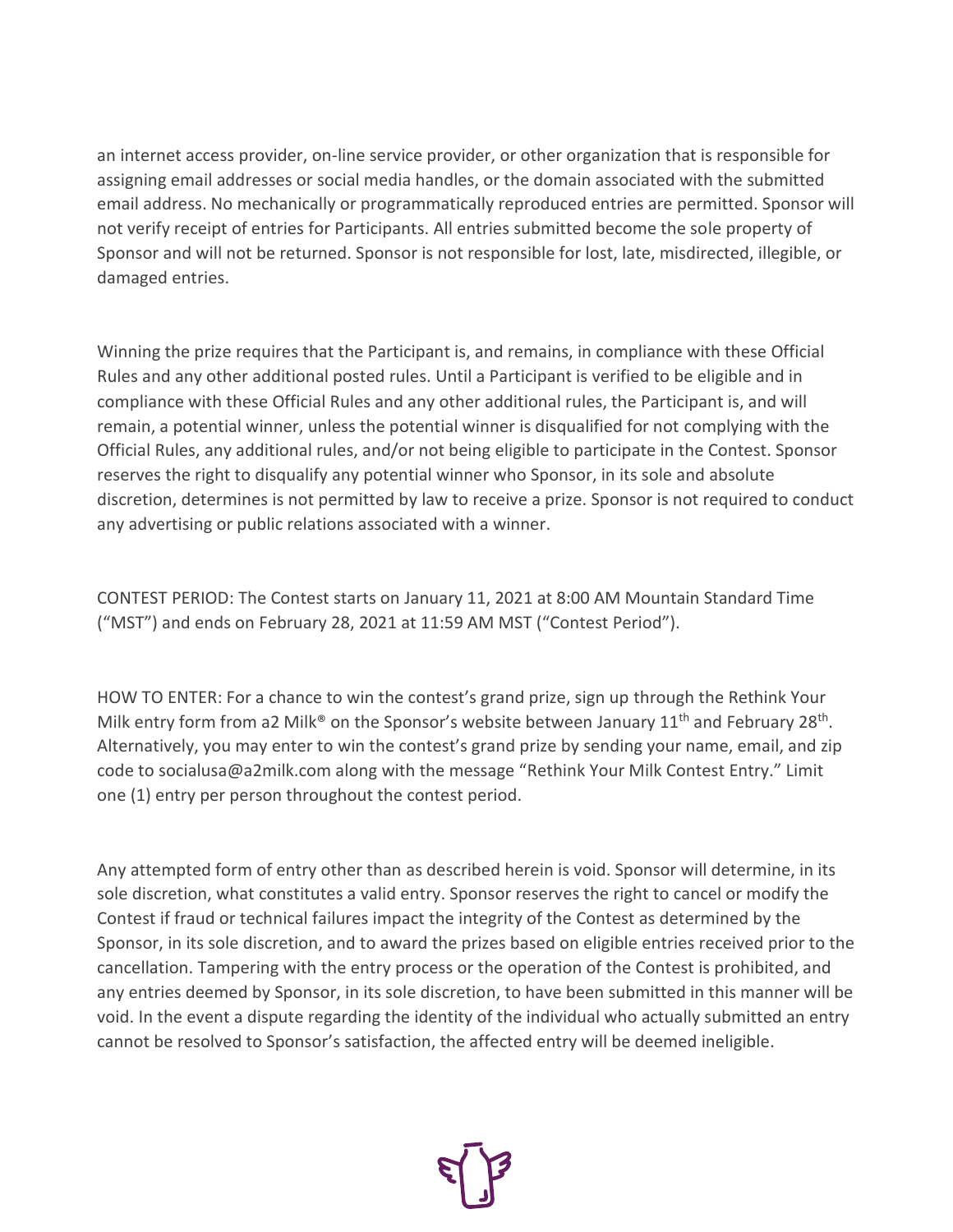an internet access provider, on-line service provider, or other organization that is responsible for assigning email addresses or social media handles, or the domain associated with the submitted email address. No mechanically or programmatically reproduced entries are permitted. Sponsor will not verify receipt of entries for Participants. All entries submitted become the sole property of Sponsor and will not be returned. Sponsor is not responsible for lost, late, misdirected, illegible, or damaged entries.

Winning the prize requires that the Participant is, and remains, in compliance with these Official Rules and any other additional posted rules. Until a Participant is verified to be eligible and in compliance with these Official Rules and any other additional rules, the Participant is, and will remain, a potential winner, unless the potential winner is disqualified for not complying with the Official Rules, any additional rules, and/or not being eligible to participate in the Contest. Sponsor reserves the right to disqualify any potential winner who Sponsor, in its sole and absolute discretion, determines is not permitted by law to receive a prize. Sponsor is not required to conduct any advertising or public relations associated with a winner.

CONTEST PERIOD: The Contest starts on January 11, 2021 at 8:00 AM Mountain Standard Time ("MST") and ends on February 28, 2021 at 11:59 AM MST ("Contest Period").

HOW TO ENTER: For a chance to win the contest's grand prize, sign up through the Rethink Your Milk entry form from a2 Milk® on the Sponsor's website between January 11th and February 28th. Alternatively, you may enter to win the contest's grand prize by sending your name, email, and zip code to socialusa@a2milk.com along with the message "Rethink Your Milk Contest Entry." Limit one (1) entry per person throughout the contest period.

Any attempted form of entry other than as described herein is void. Sponsor will determine, in its sole discretion, what constitutes a valid entry. Sponsor reserves the right to cancel or modify the Contest if fraud or technical failures impact the integrity of the Contest as determined by the Sponsor, in its sole discretion, and to award the prizes based on eligible entries received prior to the cancellation. Tampering with the entry process or the operation of the Contest is prohibited, and any entries deemed by Sponsor, in its sole discretion, to have been submitted in this manner will be void. In the event a dispute regarding the identity of the individual who actually submitted an entry cannot be resolved to Sponsor's satisfaction, the affected entry will be deemed ineligible.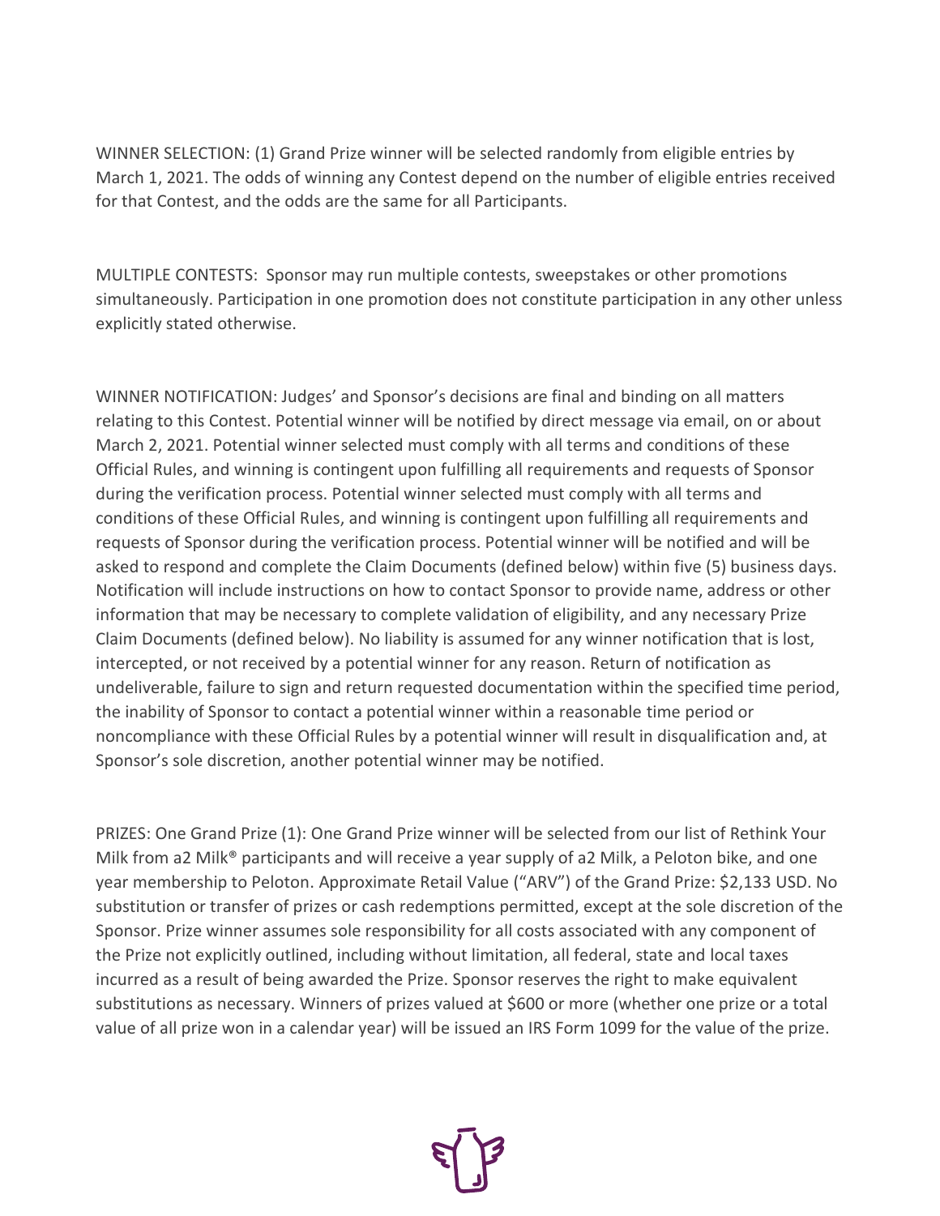WINNER SELECTION: (1) Grand Prize winner will be selected randomly from eligible entries by March 1, 2021. The odds of winning any Contest depend on the number of eligible entries received for that Contest, and the odds are the same for all Participants.

MULTIPLE CONTESTS: Sponsor may run multiple contests, sweepstakes or other promotions simultaneously. Participation in one promotion does not constitute participation in any other unless explicitly stated otherwise.

WINNER NOTIFICATION: Judges' and Sponsor's decisions are final and binding on all matters relating to this Contest. Potential winner will be notified by direct message via email, on or about March 2, 2021. Potential winner selected must comply with all terms and conditions of these Official Rules, and winning is contingent upon fulfilling all requirements and requests of Sponsor during the verification process. Potential winner selected must comply with all terms and conditions of these Official Rules, and winning is contingent upon fulfilling all requirements and requests of Sponsor during the verification process. Potential winner will be notified and will be asked to respond and complete the Claim Documents (defined below) within five (5) business days. Notification will include instructions on how to contact Sponsor to provide name, address or other information that may be necessary to complete validation of eligibility, and any necessary Prize Claim Documents (defined below). No liability is assumed for any winner notification that is lost, intercepted, or not received by a potential winner for any reason. Return of notification as undeliverable, failure to sign and return requested documentation within the specified time period, the inability of Sponsor to contact a potential winner within a reasonable time period or noncompliance with these Official Rules by a potential winner will result in disqualification and, at Sponsor's sole discretion, another potential winner may be notified.

PRIZES: One Grand Prize (1): One Grand Prize winner will be selected from our list of Rethink Your Milk from a2 Milk® participants and will receive a year supply of a2 Milk, a Peloton bike, and one year membership to Peloton. Approximate Retail Value ("ARV") of the Grand Prize: $2,133 USD. No substitution or transfer of prizes or cash redemptions permitted, except at the sole discretion of the Sponsor. Prize winner assumes sole responsibility for all costs associated with any component of the Prize not explicitly outlined, including without limitation, all federal, state and local taxes incurred as a result of being awarded the Prize. Sponsor reserves the right to make equivalent substitutions as necessary. Winners of prizes valued at $600 or more (whether one prize or a total value of all prize won in a calendar year) will be issued an IRS Form 1099 for the value of the prize.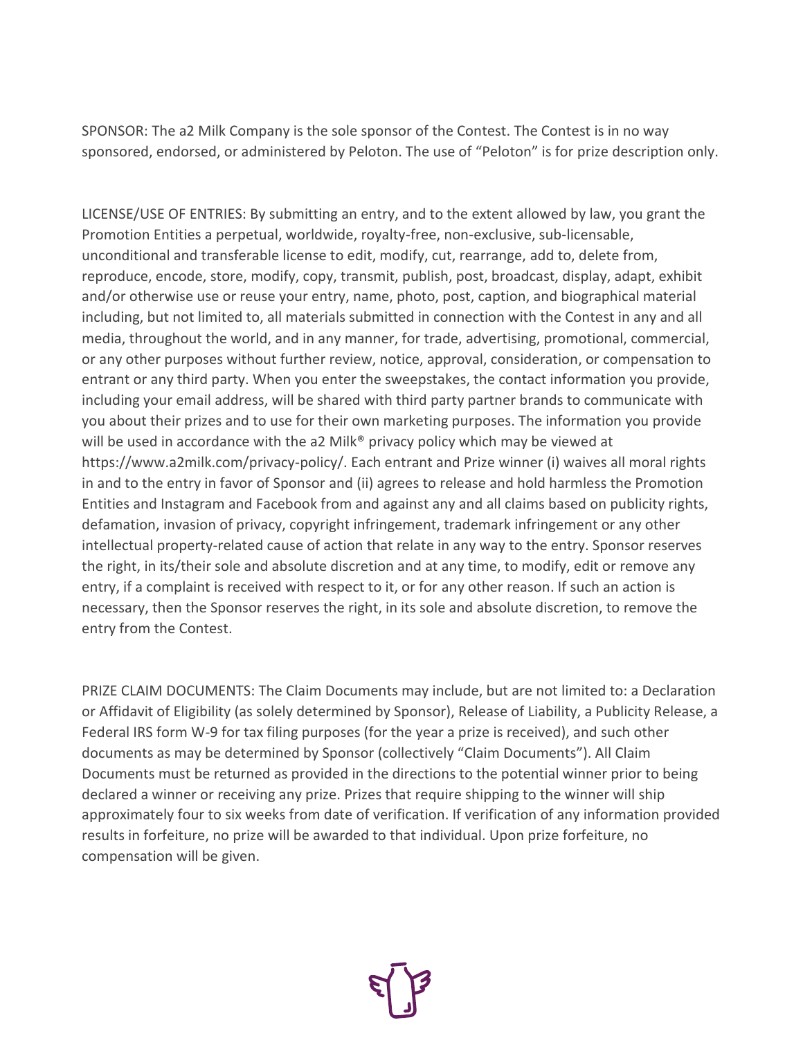SPONSOR: The a2 Milk Company is the sole sponsor of the Contest. The Contest is in no way sponsored, endorsed, or administered by Peloton. The use of "Peloton" is for prize description only.

LICENSE/USE OF ENTRIES: By submitting an entry, and to the extent allowed by law, you grant the Promotion Entities a perpetual, worldwide, royalty-free, non-exclusive, sub-licensable, unconditional and transferable license to edit, modify, cut, rearrange, add to, delete from, reproduce, encode, store, modify, copy, transmit, publish, post, broadcast, display, adapt, exhibit and/or otherwise use or reuse your entry, name, photo, post, caption, and biographical material including, but not limited to, all materials submitted in connection with the Contest in any and all media, throughout the world, and in any manner, for trade, advertising, promotional, commercial, or any other purposes without further review, notice, approval, consideration, or compensation to entrant or any third party. When you enter the sweepstakes, the contact information you provide, including your email address, will be shared with third party partner brands to communicate with you about their prizes and to use for their own marketing purposes. The information you provide will be used in accordance with the a2 Milk® privacy policy which may be viewed at https://www.a2milk.com/privacy-policy/. Each entrant and Prize winner (i) waives all moral rights in and to the entry in favor of Sponsor and (ii) agrees to release and hold harmless the Promotion Entities and Instagram and Facebook from and against any and all claims based on publicity rights, defamation, invasion of privacy, copyright infringement, trademark infringement or any other intellectual property-related cause of action that relate in any way to the entry. Sponsor reserves the right, in its/their sole and absolute discretion and at any time, to modify, edit or remove any entry, if a complaint is received with respect to it, or for any other reason. If such an action is necessary, then the Sponsor reserves the right, in its sole and absolute discretion, to remove the entry from the Contest.

PRIZE CLAIM DOCUMENTS: The Claim Documents may include, but are not limited to: a Declaration or Affidavit of Eligibility (as solely determined by Sponsor), Release of Liability, a Publicity Release, a Federal IRS form W-9 for tax filing purposes (for the year a prize is received), and such other documents as may be determined by Sponsor (collectively "Claim Documents"). All Claim Documents must be returned as provided in the directions to the potential winner prior to being declared a winner or receiving any prize. Prizes that require shipping to the winner will ship approximately four to six weeks from date of verification. If verification of any information provided results in forfeiture, no prize will be awarded to that individual. Upon prize forfeiture, no compensation will be given.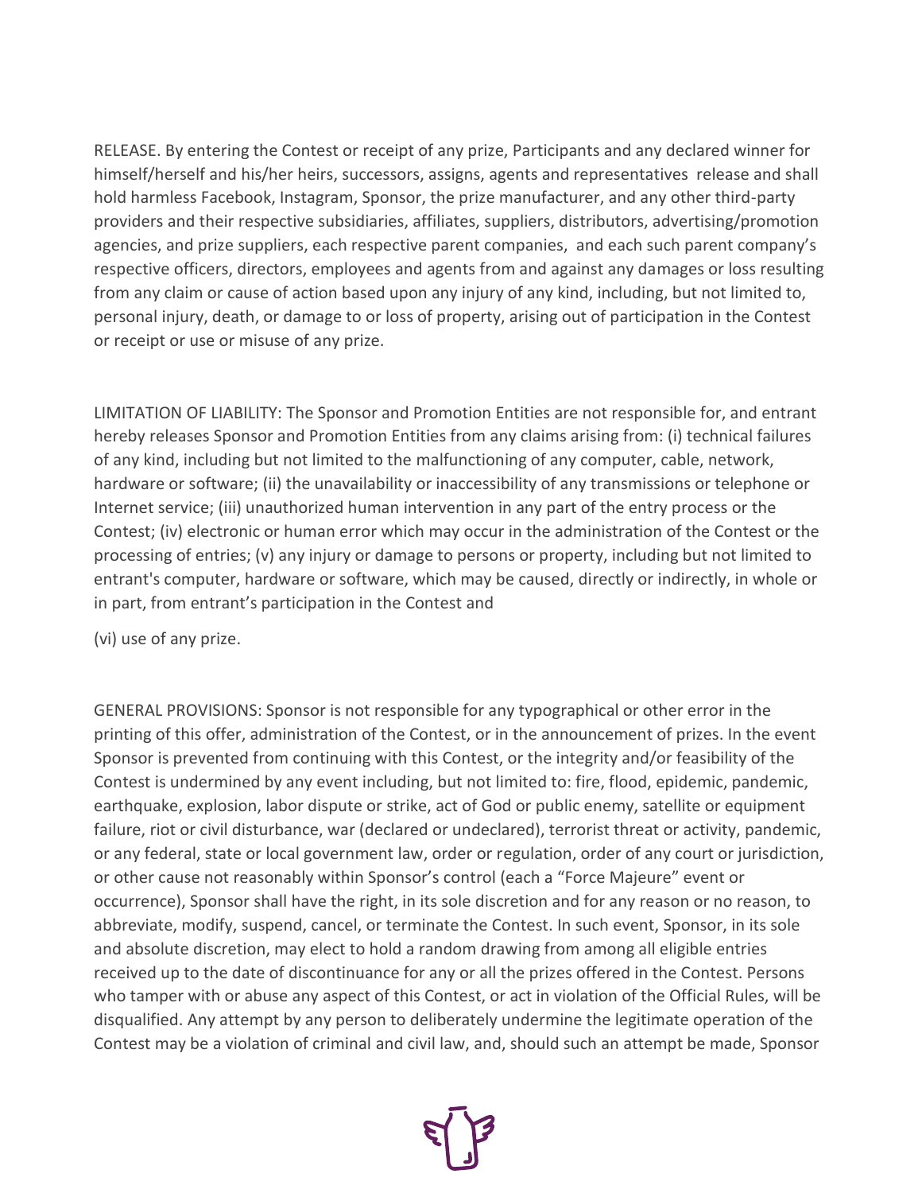RELEASE. By entering the Contest or receipt of any prize, Participants and any declared winner for himself/herself and his/her heirs, successors, assigns, agents and representatives release and shall hold harmless Facebook, Instagram, Sponsor, the prize manufacturer, and any other third-party providers and their respective subsidiaries, affiliates, suppliers, distributors, advertising/promotion agencies, and prize suppliers, each respective parent companies, and each such parent company's respective officers, directors, employees and agents from and against any damages or loss resulting from any claim or cause of action based upon any injury of any kind, including, but not limited to, personal injury, death, or damage to or loss of property, arising out of participation in the Contest or receipt or use or misuse of any prize.

LIMITATION OF LIABILITY: The Sponsor and Promotion Entities are not responsible for, and entrant hereby releases Sponsor and Promotion Entities from any claims arising from: (i) technical failures of any kind, including but not limited to the malfunctioning of any computer, cable, network, hardware or software; (ii) the unavailability or inaccessibility of any transmissions or telephone or Internet service; (iii) unauthorized human intervention in any part of the entry process or the Contest; (iv) electronic or human error which may occur in the administration of the Contest or the processing of entries; (v) any injury or damage to persons or property, including but not limited to entrant's computer, hardware or software, which may be caused, directly or indirectly, in whole or in part, from entrant's participation in the Contest and

(vi) use of any prize.

GENERAL PROVISIONS: Sponsor is not responsible for any typographical or other error in the printing of this offer, administration of the Contest, or in the announcement of prizes. In the event Sponsor is prevented from continuing with this Contest, or the integrity and/or feasibility of the Contest is undermined by any event including, but not limited to: fire, flood, epidemic, pandemic, earthquake, explosion, labor dispute or strike, act of God or public enemy, satellite or equipment failure, riot or civil disturbance, war (declared or undeclared), terrorist threat or activity, pandemic, or any federal, state or local government law, order or regulation, order of any court or jurisdiction, or other cause not reasonably within Sponsor's control (each a "Force Majeure" event or occurrence), Sponsor shall have the right, in its sole discretion and for any reason or no reason, to abbreviate, modify, suspend, cancel, or terminate the Contest. In such event, Sponsor, in its sole and absolute discretion, may elect to hold a random drawing from among all eligible entries received up to the date of discontinuance for any or all the prizes offered in the Contest. Persons who tamper with or abuse any aspect of this Contest, or act in violation of the Official Rules, will be disqualified. Any attempt by any person to deliberately undermine the legitimate operation of the Contest may be a violation of criminal and civil law, and, should such an attempt be made, Sponsor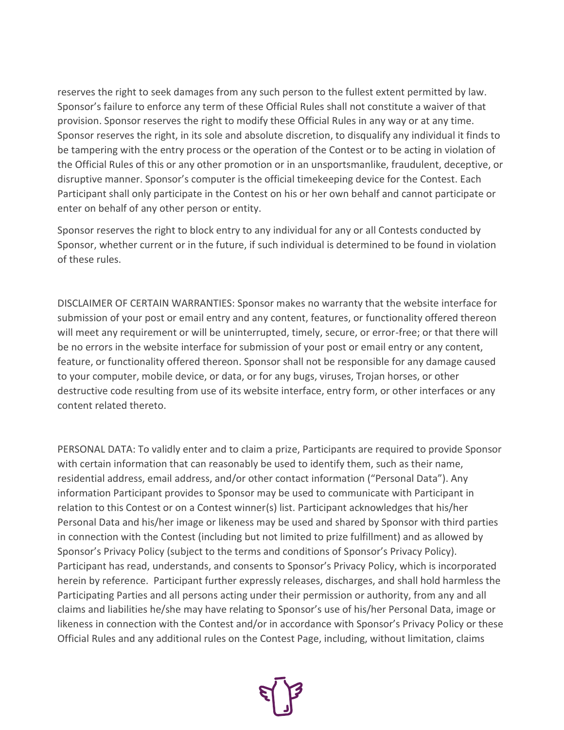reserves the right to seek damages from any such person to the fullest extent permitted by law. Sponsor's failure to enforce any term of these Official Rules shall not constitute a waiver of that provision. Sponsor reserves the right to modify these Official Rules in any way or at any time. Sponsor reserves the right, in its sole and absolute discretion, to disqualify any individual it finds to be tampering with the entry process or the operation of the Contest or to be acting in violation of the Official Rules of this or any other promotion or in an unsportsmanlike, fraudulent, deceptive, or disruptive manner. Sponsor's computer is the official timekeeping device for the Contest. Each Participant shall only participate in the Contest on his or her own behalf and cannot participate or enter on behalf of any other person or entity.

Sponsor reserves the right to block entry to any individual for any or all Contests conducted by Sponsor, whether current or in the future, if such individual is determined to be found in violation of these rules.

DISCLAIMER OF CERTAIN WARRANTIES: Sponsor makes no warranty that the website interface for submission of your post or email entry and any content, features, or functionality offered thereon will meet any requirement or will be uninterrupted, timely, secure, or error-free; or that there will be no errors in the website interface for submission of your post or email entry or any content, feature, or functionality offered thereon. Sponsor shall not be responsible for any damage caused to your computer, mobile device, or data, or for any bugs, viruses, Trojan horses, or other destructive code resulting from use of its website interface, entry form, or other interfaces or any content related thereto.

PERSONAL DATA: To validly enter and to claim a prize, Participants are required to provide Sponsor with certain information that can reasonably be used to identify them, such as their name, residential address, email address, and/or other contact information ("Personal Data"). Any information Participant provides to Sponsor may be used to communicate with Participant in relation to this Contest or on a Contest winner(s) list. Participant acknowledges that his/her Personal Data and his/her image or likeness may be used and shared by Sponsor with third parties in connection with the Contest (including but not limited to prize fulfillment) and as allowed by Sponsor's Privacy Policy (subject to the terms and conditions of Sponsor's Privacy Policy). Participant has read, understands, and consents to Sponsor's Privacy Policy, which is incorporated herein by reference. Participant further expressly releases, discharges, and shall hold harmless the Participating Parties and all persons acting under their permission or authority, from any and all claims and liabilities he/she may have relating to Sponsor's use of his/her Personal Data, image or likeness in connection with the Contest and/or in accordance with Sponsor's Privacy Policy or these Official Rules and any additional rules on the Contest Page, including, without limitation, claims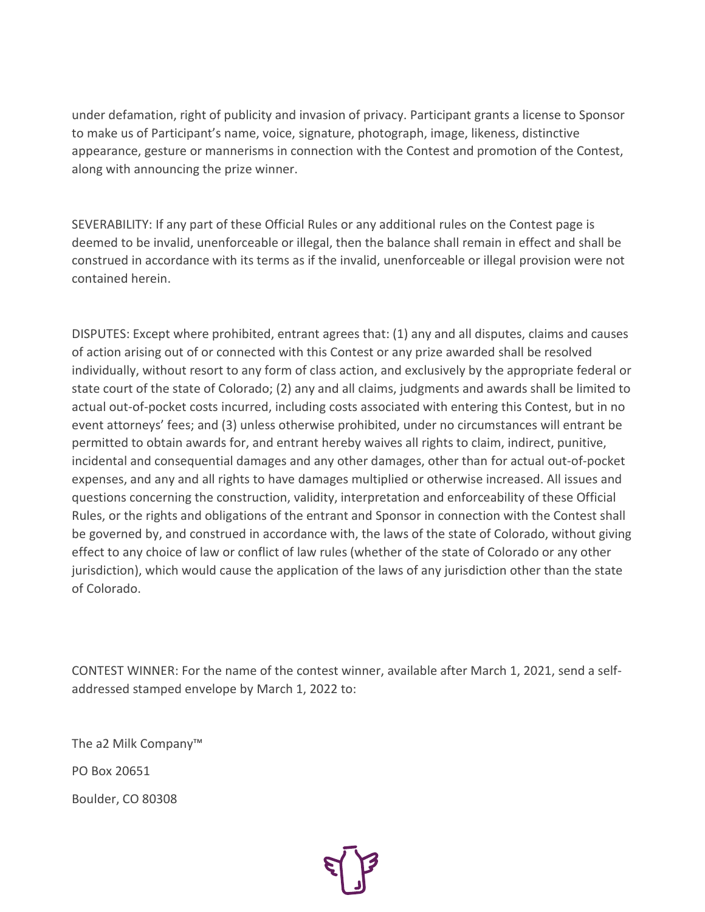under defamation, right of publicity and invasion of privacy. Participant grants a license to Sponsor to make us of Participant's name, voice, signature, photograph, image, likeness, distinctive appearance, gesture or mannerisms in connection with the Contest and promotion of the Contest, along with announcing the prize winner.

SEVERABILITY: If any part of these Official Rules or any additional rules on the Contest page is deemed to be invalid, unenforceable or illegal, then the balance shall remain in effect and shall be construed in accordance with its terms as if the invalid, unenforceable or illegal provision were not contained herein.

DISPUTES: Except where prohibited, entrant agrees that: (1) any and all disputes, claims and causes of action arising out of or connected with this Contest or any prize awarded shall be resolved individually, without resort to any form of class action, and exclusively by the appropriate federal or state court of the state of Colorado; (2) any and all claims, judgments and awards shall be limited to actual out-of-pocket costs incurred, including costs associated with entering this Contest, but in no event attorneys' fees; and (3) unless otherwise prohibited, under no circumstances will entrant be permitted to obtain awards for, and entrant hereby waives all rights to claim, indirect, punitive, incidental and consequential damages and any other damages, other than for actual out-of-pocket expenses, and any and all rights to have damages multiplied or otherwise increased. All issues and questions concerning the construction, validity, interpretation and enforceability of these Official Rules, or the rights and obligations of the entrant and Sponsor in connection with the Contest shall be governed by, and construed in accordance with, the laws of the state of Colorado, without giving effect to any choice of law or conflict of law rules (whether of the state of Colorado or any other jurisdiction), which would cause the application of the laws of any jurisdiction other than the state of Colorado.

CONTEST WINNER: For the name of the contest winner, available after March 1, 2021, send a self-addressed stamped envelope by March 1, 2022 to:

The a2 Milk Company™

PO Box 20651

Boulder, CO 80308